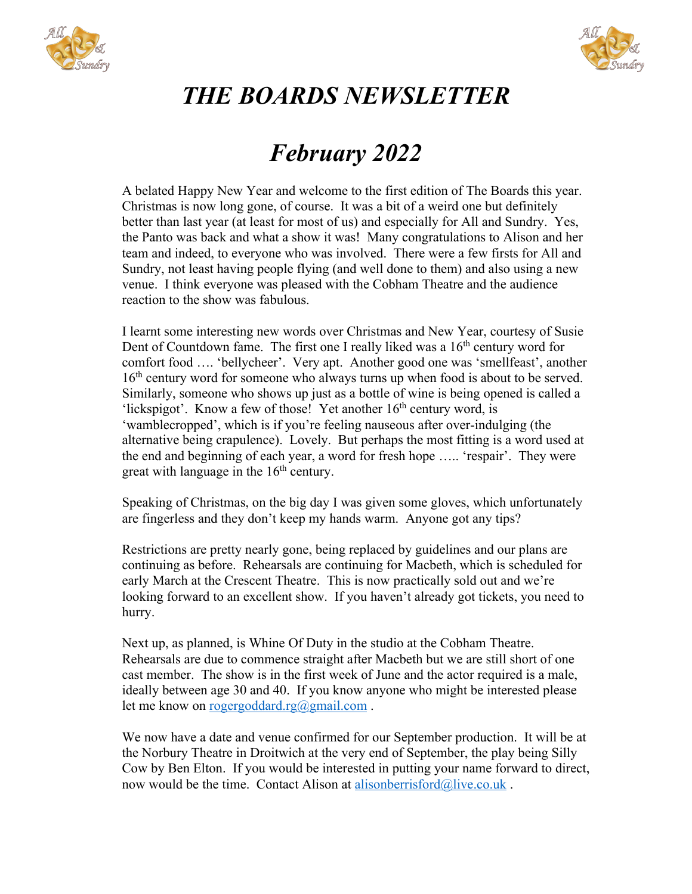# *THE BOARDS NEWSLETTER*

# *February 2022*

A belated Happy New Year and welcome to the first edition of The Boards this year. Christmas is now long gone, of course. It was a bit of a weird one but definitely better than last year (at least for most of us) and especially for All and Sundry. Yes, the Panto was back and what a show it was! Many congratulations to Alison and her team and indeed, to everyone who was involved. There were a few firsts for All and Sundry, not least having people flying (and well done to them) and also using a new venue. I think everyone was pleased with the Cobham Theatre and the audience reaction to the show was fabulous.

I learnt some interesting new words over Christmas and New Year, courtesy of Susie Dent of Countdown fame. The first one I really liked was a 16th century word for comfort food …. 'bellycheer'. Very apt. Another good one was 'smellfeast', another 16th century word for someone who always turns up when food is about to be served. Similarly, someone who shows up just as a bottle of wine is being opened is called a 'lickspigot'. Know a few of those! Yet another 16th century word, is 'wamblecropped', which is if you're feeling nauseous after over-indulging (the alternative being crapulence). Lovely. But perhaps the most fitting is a word used at the end and beginning of each year, a word for fresh hope ….. 'respair'. They were great with language in the 16th century.

Speaking of Christmas, on the big day I was given some gloves, which unfortunately are fingerless and they don't keep my hands warm. Anyone got any tips?

Restrictions are pretty nearly gone, being replaced by guidelines and our plans are continuing as before. Rehearsals are continuing for Macbeth, which is scheduled for early March at the Crescent Theatre. This is now practically sold out and we're looking forward to an excellent show. If you haven't already got tickets, you need to hurry.

Next up, as planned, is Whine Of Duty in the studio at the Cobham Theatre. Rehearsals are due to commence straight after Macbeth but we are still short of one cast member. The show is in the first week of June and the actor required is a male, ideally between age 30 and 40. If you know anyone who might be interested please let me know on rogergoddard.rg@gmail.com .

We now have a date and venue confirmed for our September production. It will be at the Norbury Theatre in Droitwich at the very end of September, the play being Silly Cow by Ben Elton. If you would be interested in putting your name forward to direct, now would be the time. Contact Alison at alisonberrisford@live.co.uk .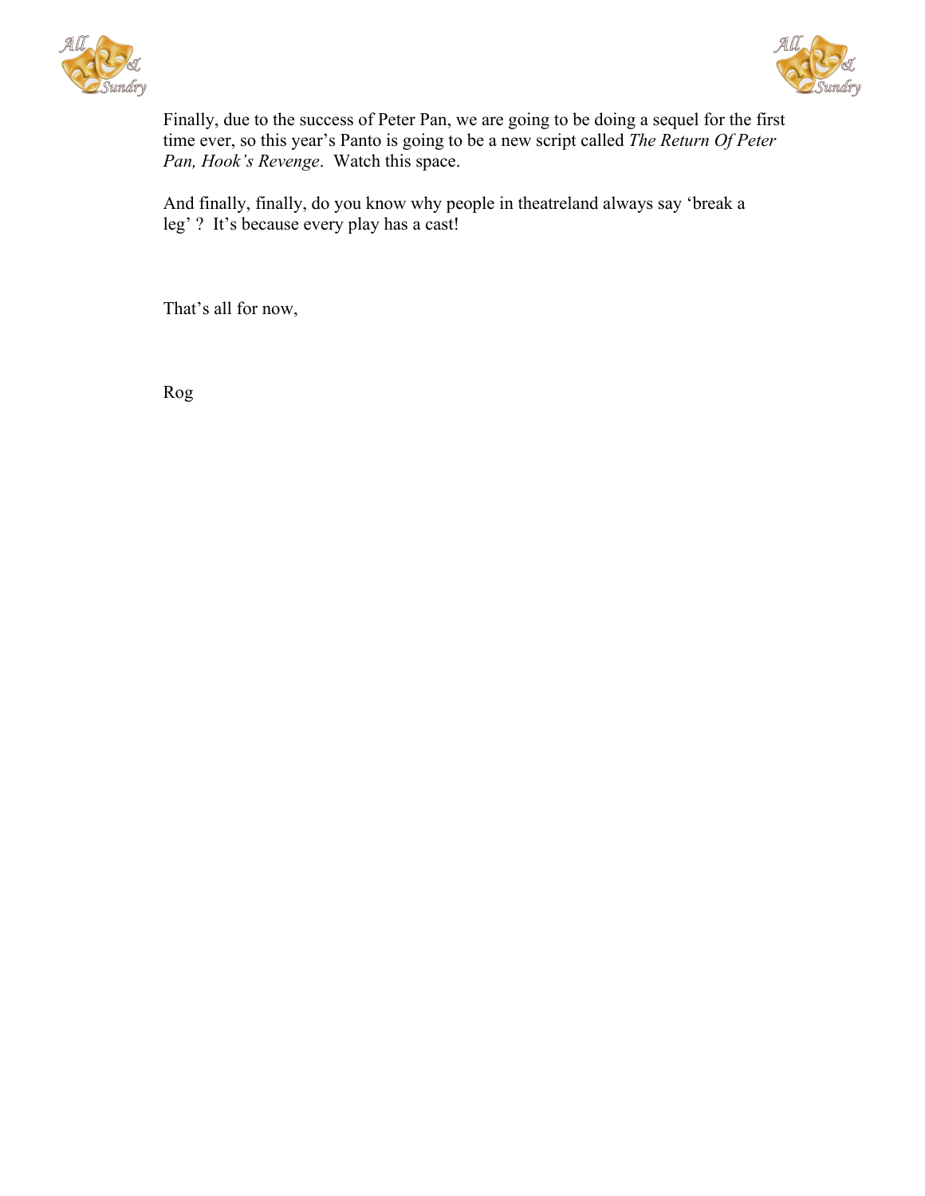Finally, due to the success of Peter Pan, we are going to be doing a sequel for the first time ever, so this year's Panto is going to be a new script called *The Return Of Peter Pan, Hook's Revenge*. Watch this space.

And finally, finally, do you know why people in theatreland always say 'break a leg' ? It's because every play has a cast!

That's all for now,

Rog